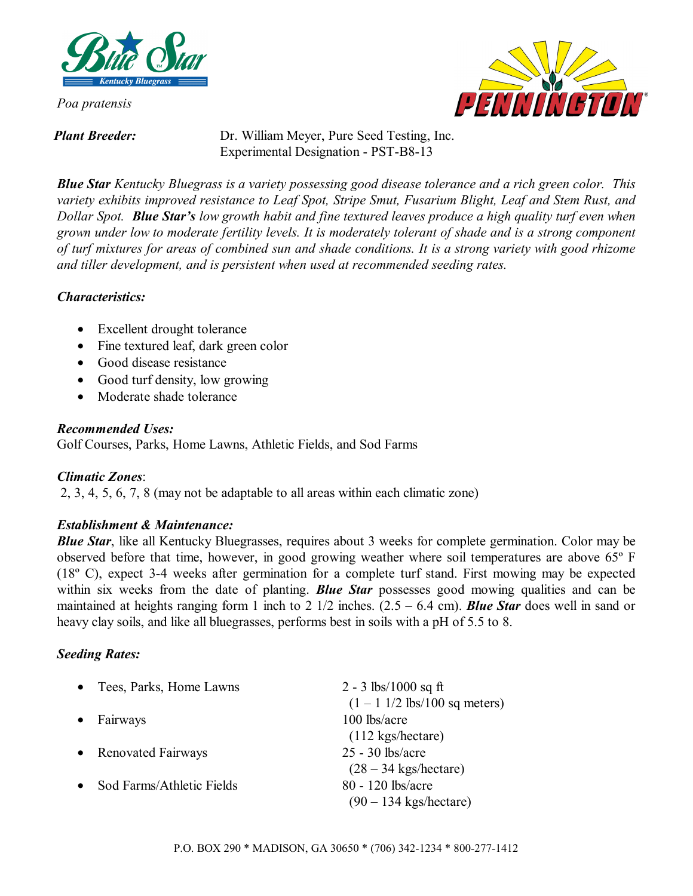# Blue Star™ Kentucky Bluegrass

*Poa pratensis*

**PENNINGTON®**

***Plant Breeder:*** Dr. William Meyer, Pure Seed Testing, Inc.
Experimental Designation - PST-B8-13

***Blue Star*** *Kentucky Bluegrass is a variety possessing good disease tolerance and a rich green color. This variety exhibits improved resistance to Leaf Spot, Stripe Smut, Fusarium Blight, Leaf and Stem Rust, and Dollar Spot.* ***Blue Star's*** *low growth habit and fine textured leaves produce a high quality turf even when grown under low to moderate fertility levels. It is moderately tolerant of shade and is a strong component of turf mixtures for areas of combined sun and shade conditions. It is a strong variety with good rhizome and tiller development, and is persistent when used at recommended seeding rates.*

### *Characteristics:*

- Excellent drought tolerance
- Fine textured leaf, dark green color
- Good disease resistance
- Good turf density, low growing
- Moderate shade tolerance

### *Recommended Uses:*

Golf Courses, Parks, Home Lawns, Athletic Fields, and Sod Farms

### *Climatic Zones*:

2, 3, 4, 5, 6, 7, 8 (may not be adaptable to all areas within each climatic zone)

### *Establishment & Maintenance:*

***Blue Star***, like all Kentucky Bluegrasses, requires about 3 weeks for complete germination. Color may be observed before that time, however, in good growing weather where soil temperatures are above 65º F (18º C), expect 3-4 weeks after germination for a complete turf stand. First mowing may be expected within six weeks from the date of planting. ***Blue Star*** possesses good mowing qualities and can be maintained at heights ranging form 1 inch to 2 1/2 inches. (2.5 – 6.4 cm). ***Blue Star*** does well in sand or heavy clay soils, and like all bluegrasses, performs best in soils with a pH of 5.5 to 8.

### *Seeding Rates:*

- Tees, Parks, Home Lawns — 2 - 3 lbs/1000 sq ft (1 – 1 1/2 lbs/100 sq meters)
- Fairways — 100 lbs/acre (112 kgs/hectare)
- Renovated Fairways — 25 - 30 lbs/acre (28 – 34 kgs/hectare)
- Sod Farms/Athletic Fields — 80 - 120 lbs/acre (90 – 134 kgs/hectare)

P.O. BOX 290 * MADISON, GA 30650 * (706) 342-1234 * 800-277-1412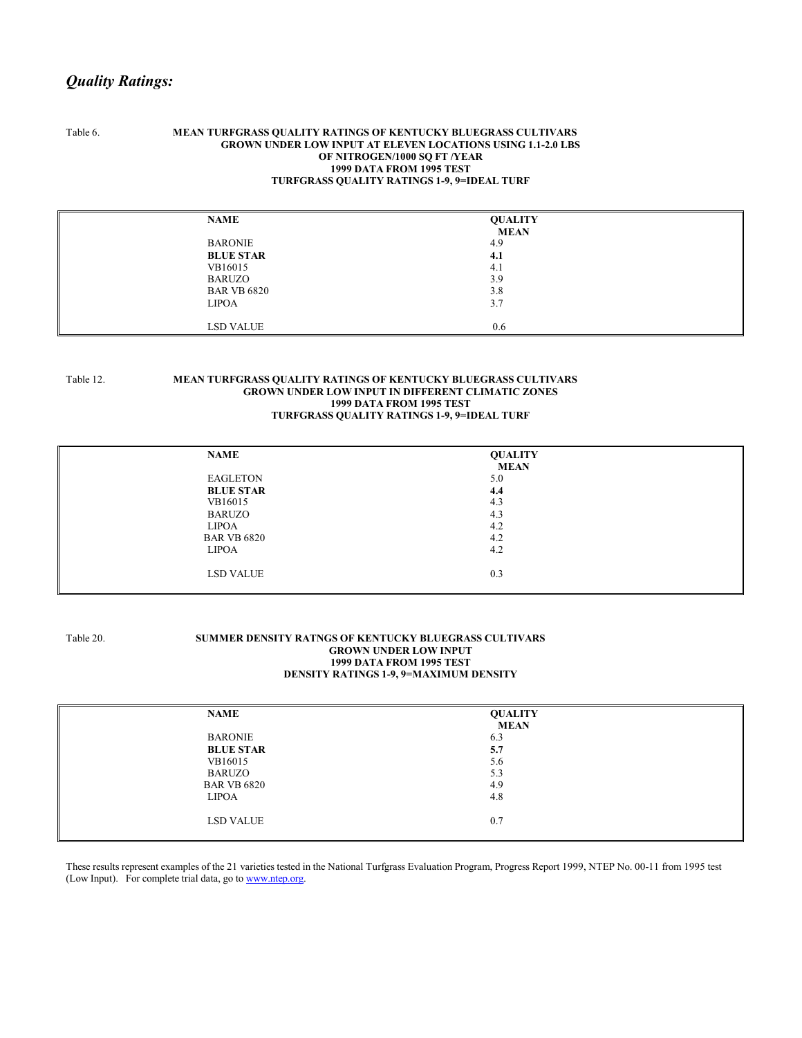## *Quality Ratings:*

Table 6. **MEAN TURFGRASS QUALITY RATINGS OF KENTUCKY BLUEGRASS CULTIVARS GROWN UNDER LOW INPUT AT ELEVEN LOCATIONS USING 1.1-2.0 LBS OF NITROGEN/1000 SQ FT /YEAR 1999 DATA FROM 1995 TEST TURFGRASS QUALITY RATINGS 1-9, 9=IDEAL TURF**

| NAME | QUALITY MEAN |
|---|---|
| BARONIE | 4.9 |
| **BLUE STAR** | **4.1** |
| VB16015 | 4.1 |
| BARUZO | 3.9 |
| BAR VB 6820 | 3.8 |
| LIPOA | 3.7 |
| LSD VALUE | 0.6 |

Table 12. **MEAN TURFGRASS QUALITY RATINGS OF KENTUCKY BLUEGRASS CULTIVARS GROWN UNDER LOW INPUT IN DIFFERENT CLIMATIC ZONES 1999 DATA FROM 1995 TEST TURFGRASS QUALITY RATINGS 1-9, 9=IDEAL TURF**

| NAME | QUALITY MEAN |
|---|---|
| EAGLETON | 5.0 |
| **BLUE STAR** | **4.4** |
| VB16015 | 4.3 |
| BARUZO | 4.3 |
| LIPOA | 4.2 |
| BAR VB 6820 | 4.2 |
| LIPOA | 4.2 |
| LSD VALUE | 0.3 |

Table 20. **SUMMER DENSITY RATNGS OF KENTUCKY BLUEGRASS CULTIVARS GROWN UNDER LOW INPUT 1999 DATA FROM 1995 TEST DENSITY RATINGS 1-9, 9=MAXIMUM DENSITY**

| NAME | QUALITY MEAN |
|---|---|
| BARONIE | 6.3 |
| **BLUE STAR** | **5.7** |
| VB16015 | 5.6 |
| BARUZO | 5.3 |
| BAR VB 6820 | 4.9 |
| LIPOA | 4.8 |
| LSD VALUE | 0.7 |

These results represent examples of the 21 varieties tested in the National Turfgrass Evaluation Program, Progress Report 1999, NTEP No. 00-11 from 1995 test (Low Input). For complete trial data, go to www.ntep.org.